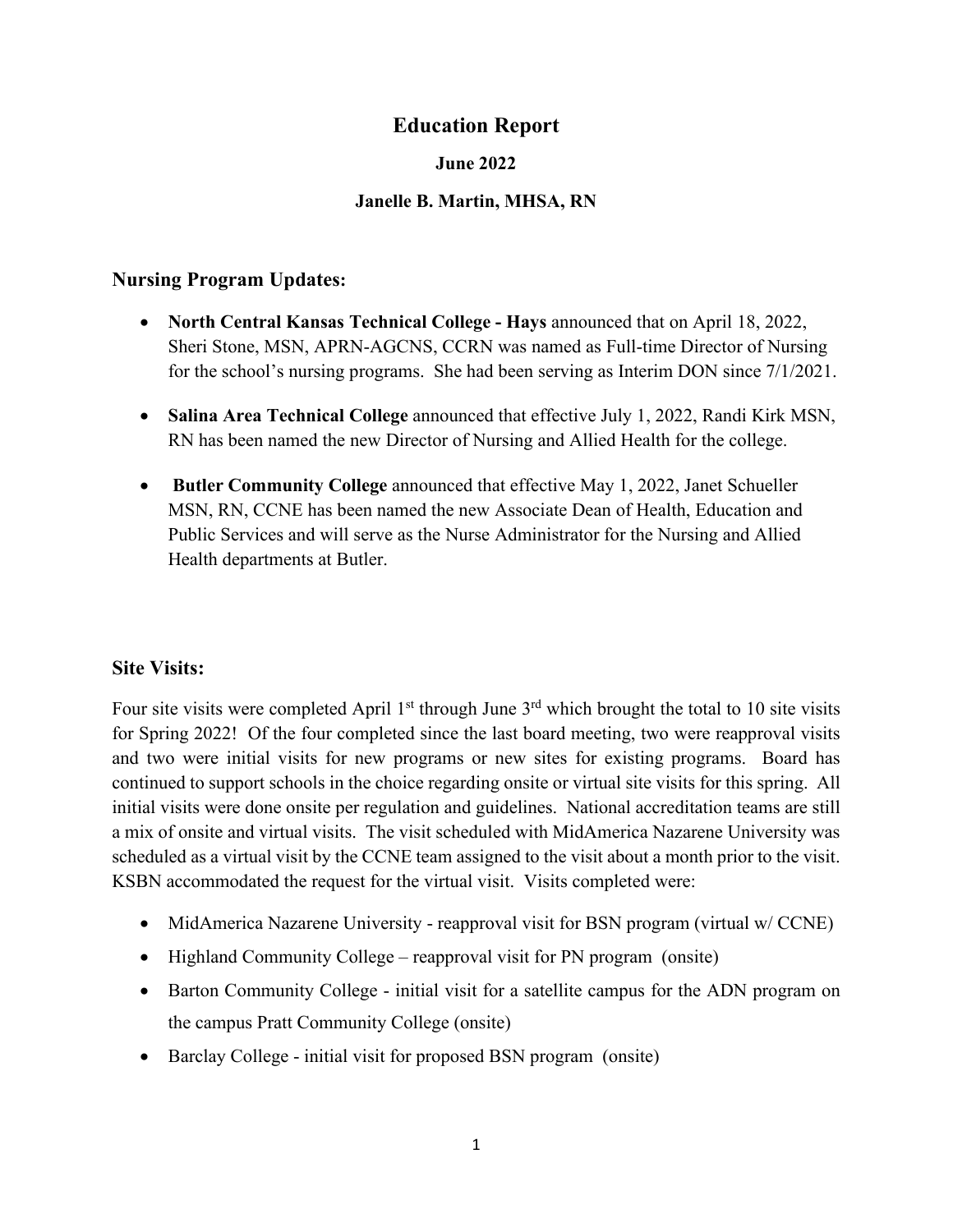# Education Report

**June 2022**

**Janelle B. Martin, MHSA, RN**

## Nursing Program Updates:

- **North Central Kansas Technical College - Hays** announced that on April 18, 2022, Sheri Stone, MSN, APRN-AGCNS, CCRN was named as Full-time Director of Nursing for the school's nursing programs. She had been serving as Interim DON since 7/1/2021.
- **Salina Area Technical College** announced that effective July 1, 2022, Randi Kirk MSN, RN has been named the new Director of Nursing and Allied Health for the college.
- **Butler Community College** announced that effective May 1, 2022, Janet Schueller MSN, RN, CCNE has been named the new Associate Dean of Health, Education and Public Services and will serve as the Nurse Administrator for the Nursing and Allied Health departments at Butler.

## Site Visits:

Four site visits were completed April 1st through June 3rd which brought the total to 10 site visits for Spring 2022! Of the four completed since the last board meeting, two were reapproval visits and two were initial visits for new programs or new sites for existing programs. Board has continued to support schools in the choice regarding onsite or virtual site visits for this spring. All initial visits were done onsite per regulation and guidelines. National accreditation teams are still a mix of onsite and virtual visits. The visit scheduled with MidAmerica Nazarene University was scheduled as a virtual visit by the CCNE team assigned to the visit about a month prior to the visit. KSBN accommodated the request for the virtual visit. Visits completed were:

- MidAmerica Nazarene University - reapproval visit for BSN program (virtual w/ CCNE)
- Highland Community College – reapproval visit for PN program (onsite)
- Barton Community College - initial visit for a satellite campus for the ADN program on the campus Pratt Community College (onsite)
- Barclay College - initial visit for proposed BSN program (onsite)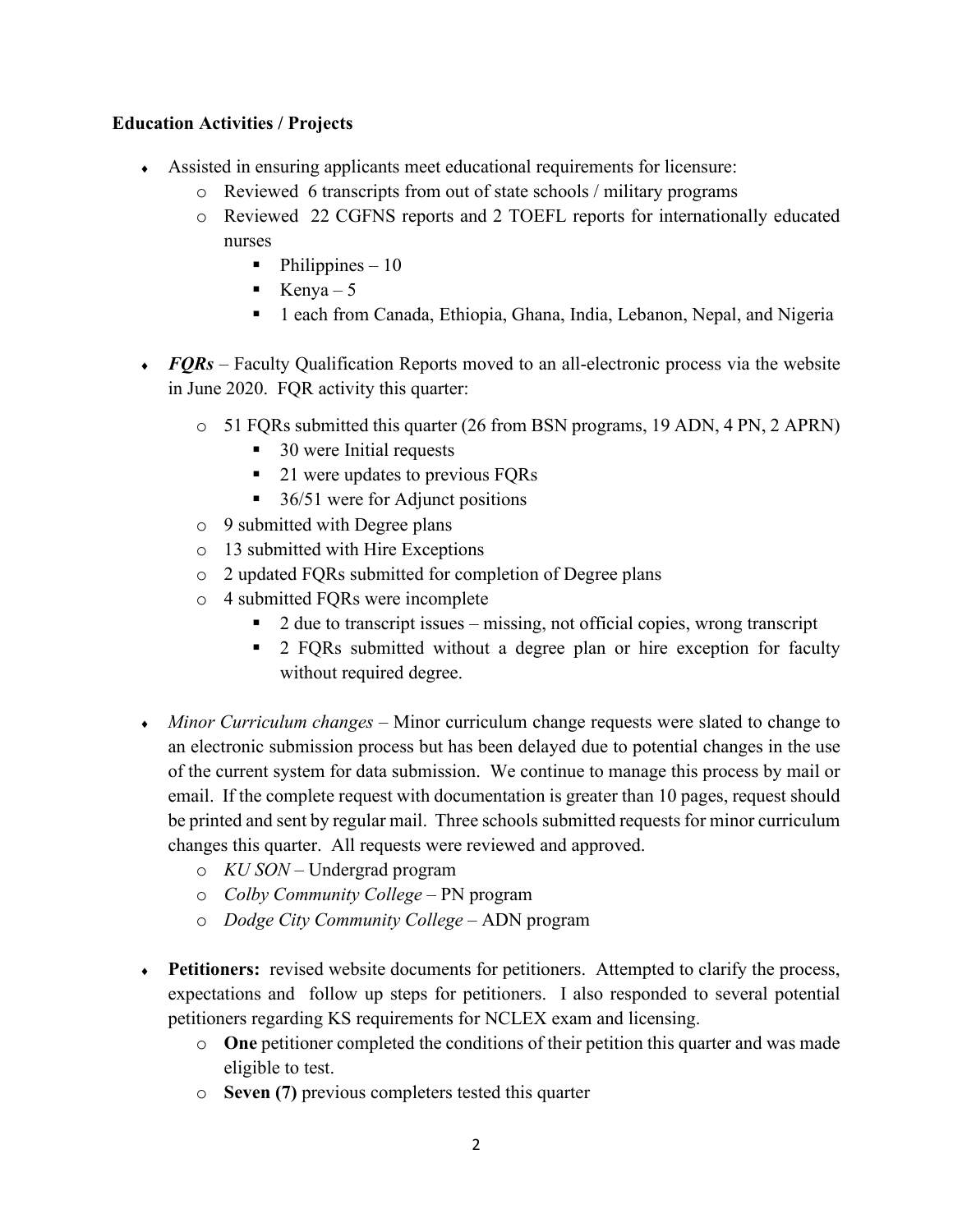**Education Activities / Projects**

- Assisted in ensuring applicants meet educational requirements for licensure:
    - Reviewed 6 transcripts from out of state schools / military programs
    - Reviewed 22 CGFNS reports and 2 TOEFL reports for internationally educated nurses
        - Philippines – 10
        - Kenya – 5
        - 1 each from Canada, Ethiopia, Ghana, India, Lebanon, Nepal, and Nigeria

- ***FQRs*** – Faculty Qualification Reports moved to an all-electronic process via the website in June 2020. FQR activity this quarter:
    - 51 FQRs submitted this quarter (26 from BSN programs, 19 ADN, 4 PN, 2 APRN)
        - 30 were Initial requests
        - 21 were updates to previous FQRs
        - 36/51 were for Adjunct positions
    - 9 submitted with Degree plans
    - 13 submitted with Hire Exceptions
    - 2 updated FQRs submitted for completion of Degree plans
    - 4 submitted FQRs were incomplete
        - 2 due to transcript issues – missing, not official copies, wrong transcript
        - 2 FQRs submitted without a degree plan or hire exception for faculty without required degree.

- *Minor Curriculum changes* – Minor curriculum change requests were slated to change to an electronic submission process but has been delayed due to potential changes in the use of the current system for data submission. We continue to manage this process by mail or email. If the complete request with documentation is greater than 10 pages, request should be printed and sent by regular mail. Three schools submitted requests for minor curriculum changes this quarter. All requests were reviewed and approved.
    - *KU SON* – Undergrad program
    - *Colby Community College* – PN program
    - *Dodge City Community College* – ADN program

- **Petitioners:** revised website documents for petitioners. Attempted to clarify the process, expectations and follow up steps for petitioners. I also responded to several potential petitioners regarding KS requirements for NCLEX exam and licensing.
    - **One** petitioner completed the conditions of their petition this quarter and was made eligible to test.
    - **Seven (7)** previous completers tested this quarter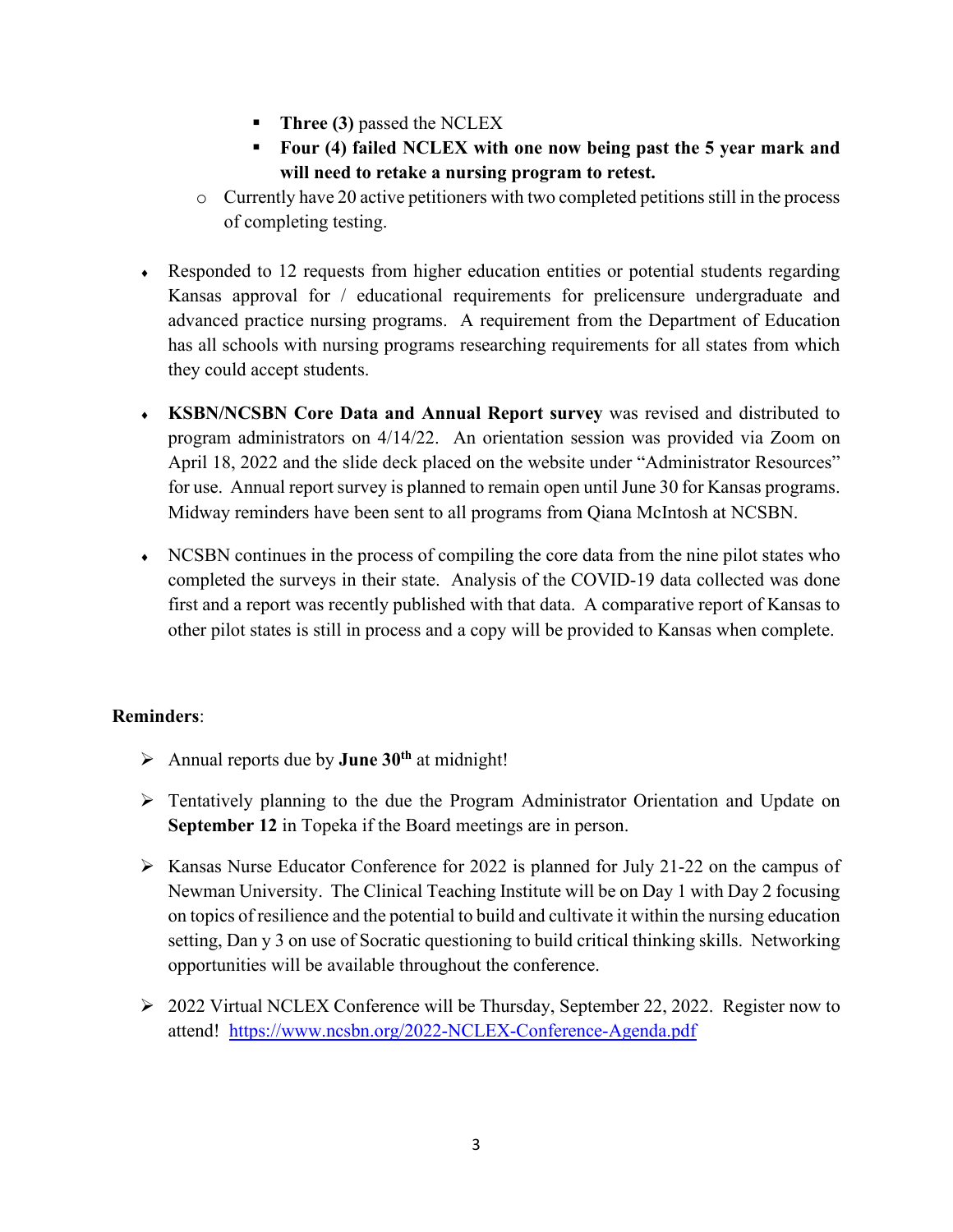- **Three (3)** passed the NCLEX
    - **Four (4) failed NCLEX with one now being past the 5 year mark and will need to retake a nursing program to retest.**
  - Currently have 20 active petitioners with two completed petitions still in the process of completing testing.

- Responded to 12 requests from higher education entities or potential students regarding Kansas approval for / educational requirements for prelicensure undergraduate and advanced practice nursing programs. A requirement from the Department of Education has all schools with nursing programs researching requirements for all states from which they could accept students.

- **KSBN/NCSBN Core Data and Annual Report survey** was revised and distributed to program administrators on 4/14/22. An orientation session was provided via Zoom on April 18, 2022 and the slide deck placed on the website under "Administrator Resources" for use. Annual report survey is planned to remain open until June 30 for Kansas programs. Midway reminders have been sent to all programs from Qiana McIntosh at NCSBN.

- NCSBN continues in the process of compiling the core data from the nine pilot states who completed the surveys in their state. Analysis of the COVID-19 data collected was done first and a report was recently published with that data. A comparative report of Kansas to other pilot states is still in process and a copy will be provided to Kansas when complete.

**Reminders**:

- Annual reports due by **June 30th** at midnight!

- Tentatively planning to the due the Program Administrator Orientation and Update on **September 12** in Topeka if the Board meetings are in person.

- Kansas Nurse Educator Conference for 2022 is planned for July 21-22 on the campus of Newman University. The Clinical Teaching Institute will be on Day 1 with Day 2 focusing on topics of resilience and the potential to build and cultivate it within the nursing education setting, Dan y 3 on use of Socratic questioning to build critical thinking skills. Networking opportunities will be available throughout the conference.

- 2022 Virtual NCLEX Conference will be Thursday, September 22, 2022. Register now to attend! [https://www.ncsbn.org/2022-NCLEX-Conference-Agenda.pdf](https://www.ncsbn.org/2022-NCLEX-Conference-Agenda.pdf)